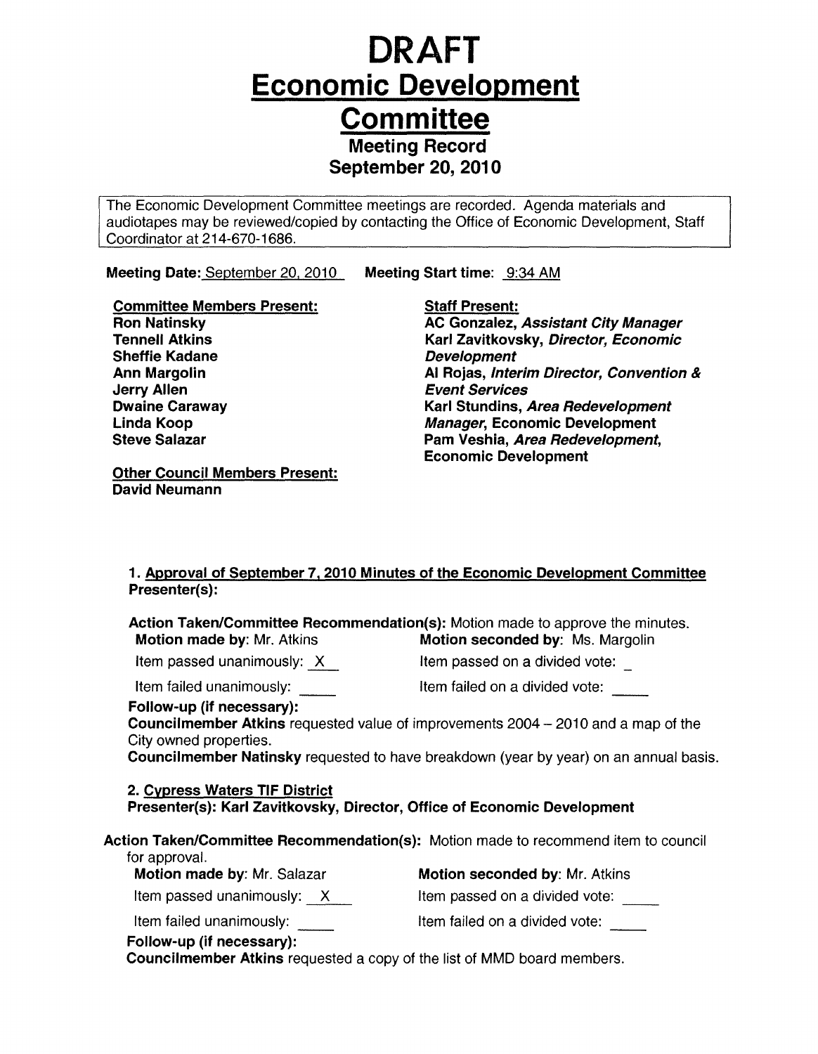# DRAFT
# Economic Development Committee

## Meeting Record
## September 20, 2010

The Economic Development Committee meetings are recorded. Agenda materials and audiotapes may be reviewed/copied by contacting the Office of Economic Development, Staff Coordinator at 214-670-1686.

**Meeting Date:** September 20, 2010 **Meeting Start time:** 9:34 AM

**Committee Members Present:**
**Ron Natinsky**
**Tennell Atkins**
**Sheffie Kadane**
**Ann Margolin**
**Jerry Allen**
**Dwaine Caraway**
**Linda Koop**
**Steve Salazar**

**Other Council Members Present:**
**David Neumann**

**Staff Present:**
**AC Gonzalez,** ***Assistant City Manager***
**Karl Zavitkovsky,** ***Director, Economic Development***
**Al Rojas,** ***Interim Director, Convention & Event Services***
**Karl Stundins,** ***Area Redevelopment Manager*****, Economic Development**
**Pam Veshia,** ***Area Redevelopment*****, Economic Development**

**1. Approval of September 7, 2010 Minutes of the Economic Development Committee**
**Presenter(s):**

**Action Taken/Committee Recommendation(s):** Motion made to approve the minutes.
**Motion made by**: Mr. Atkins **Motion seconded by**: Ms. Margolin

Item passed unanimously: X Item passed on a divided vote: \_

Item failed unanimously: \_\_\_\_ Item failed on a divided vote: \_\_\_\_

**Follow-up (if necessary):**
**Councilmember Atkins** requested value of improvements 2004 – 2010 and a map of the City owned properties.
**Councilmember Natinsky** requested to have breakdown (year by year) on an annual basis.

**2. Cypress Waters TIF District**
**Presenter(s): Karl Zavitkovsky, Director, Office of Economic Development**

**Action Taken/Committee Recommendation(s):** Motion made to recommend item to council for approval.
**Motion made by**: Mr. Salazar **Motion seconded by**: Mr. Atkins

Item passed unanimously: X Item passed on a divided vote: \_\_\_\_

Item failed unanimously: \_\_\_\_ Item failed on a divided vote: \_\_\_\_

**Follow-up (if necessary):**
**Councilmember Atkins** requested a copy of the list of MMD board members.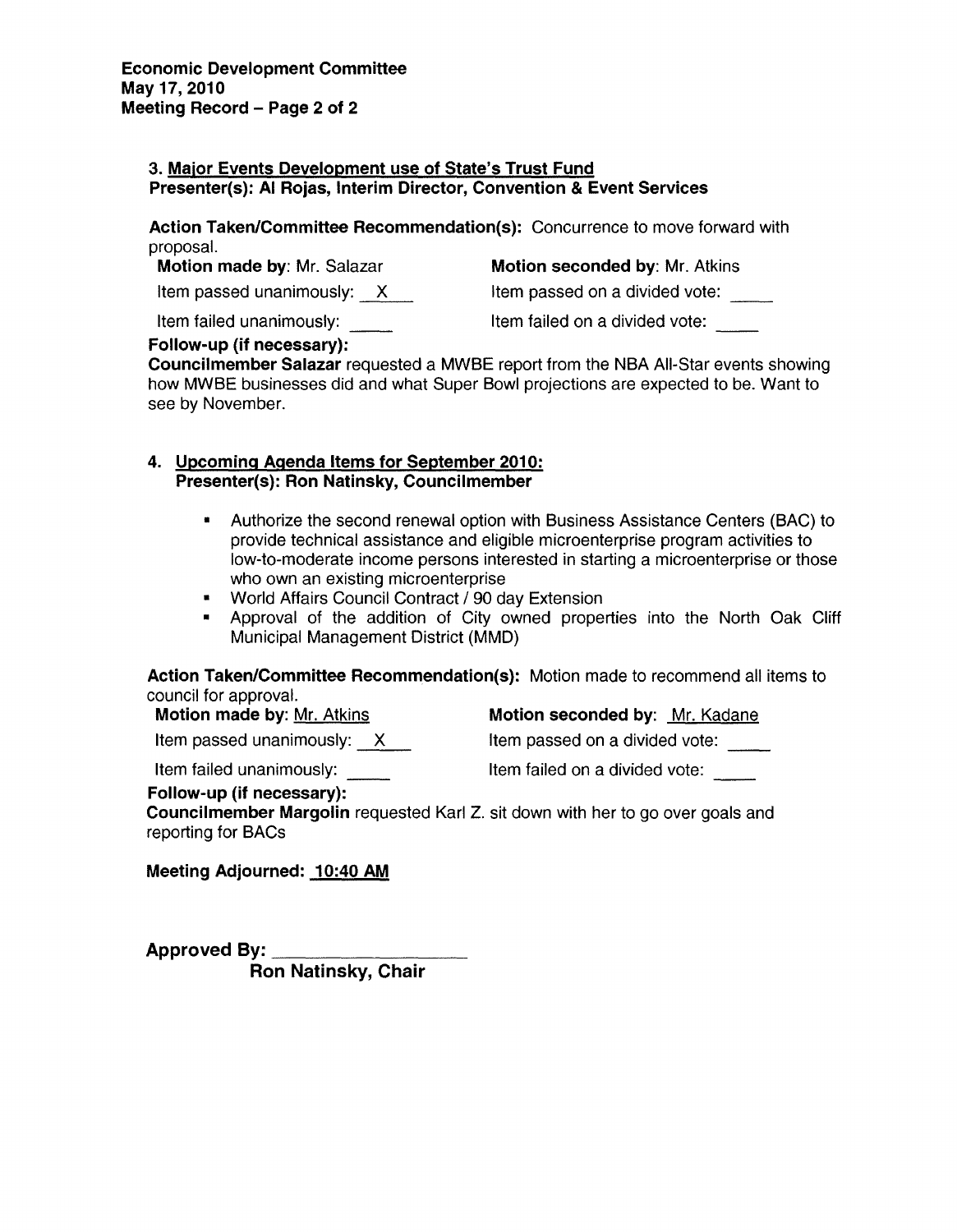**Economic Development Committee**
**May 17, 2010**
**Meeting Record – Page 2 of 2**

### 3. Major Events Development use of State's Trust Fund
**Presenter(s): Al Rojas, Interim Director, Convention & Event Services**

**Action Taken/Committee Recommendation(s):** Concurrence to move forward with proposal.

**Motion made by**: Mr. Salazar  **Motion seconded by**: Mr. Atkins

Item passed unanimously: X  Item passed on a divided vote: ____

Item failed unanimously: ____  Item failed on a divided vote: ____

**Follow-up (if necessary):**
**Councilmember Salazar** requested a MWBE report from the NBA All-Star events showing how MWBE businesses did and what Super Bowl projections are expected to be. Want to see by November.

### 4. Upcoming Agenda Items for September 2010:
**Presenter(s): Ron Natinsky, Councilmember**

- Authorize the second renewal option with Business Assistance Centers (BAC) to provide technical assistance and eligible microenterprise program activities to low-to-moderate income persons interested in starting a microenterprise or those who own an existing microenterprise
- World Affairs Council Contract / 90 day Extension
- Approval of the addition of City owned properties into the North Oak Cliff Municipal Management District (MMD)

**Action Taken/Committee Recommendation(s):** Motion made to recommend all items to council for approval.

**Motion made by**: Mr. Atkins  **Motion seconded by**: Mr. Kadane

Item passed unanimously: X  Item passed on a divided vote: ____

Item failed unanimously: ____  Item failed on a divided vote: ____

**Follow-up (if necessary):**
**Councilmember Margolin** requested Karl Z. sit down with her to go over goals and reporting for BACs

**Meeting Adjourned: 10:40 AM**

**Approved By:** ____________________
**Ron Natinsky, Chair**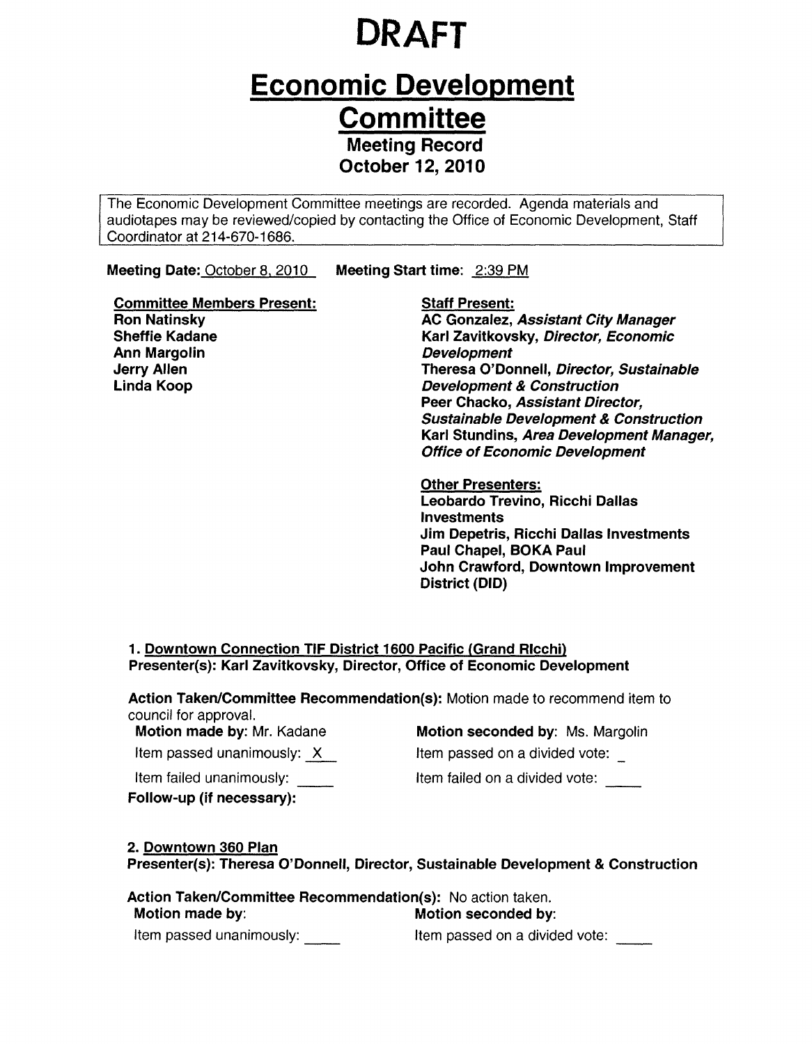# DRAFT

# Economic Development Committee

## Meeting Record
## October 12, 2010

The Economic Development Committee meetings are recorded. Agenda materials and audiotapes may be reviewed/copied by contacting the Office of Economic Development, Staff Coordinator at 214-670-1686.

**Meeting Date:** October 8, 2010 **Meeting Start time:** 2:39 PM

**Committee Members Present:**
**Ron Natinsky**
**Sheffie Kadane**
**Ann Margolin**
**Jerry Allen**
**Linda Koop**

**Staff Present:**
**AC Gonzalez, *Assistant City Manager***
**Karl Zavitkovsky, *Director, Economic Development***
**Theresa O'Donnell, *Director, Sustainable Development & Construction***
**Peer Chacko, *Assistant Director, Sustainable Development & Construction***
**Karl Stundins, *Area Development Manager, Office of Economic Development***

**Other Presenters:**
**Leobardo Trevino, Ricchi Dallas Investments**
**Jim Depetris, Ricchi Dallas Investments**
**Paul Chapel, BOKA Paul**
**John Crawford, Downtown Improvement District (DID)**

**1. Downtown Connection TIF District 1600 Pacific (Grand RIcchi)**
**Presenter(s): Karl Zavitkovsky, Director, Office of Economic Development**

**Action Taken/Committee Recommendation(s):** Motion made to recommend item to council for approval.

**Motion made by:** Mr. Kadane **Motion seconded by:** Ms. Margolin

Item passed unanimously: X Item passed on a divided vote: _

Item failed unanimously: ____ Item failed on a divided vote: ____

**Follow-up (if necessary):**

**2. Downtown 360 Plan**
**Presenter(s): Theresa O'Donnell, Director, Sustainable Development & Construction**

**Action Taken/Committee Recommendation(s):** No action taken.

**Motion made by:** **Motion seconded by:**

Item passed unanimously: ____ Item passed on a divided vote: ____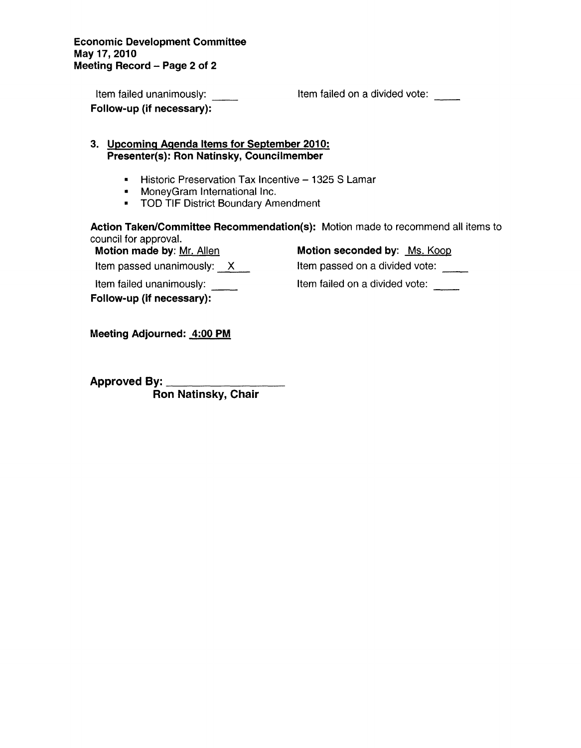Item failed unanimously: ____ Item failed on a divided vote: ____

**Follow-up (if necessary):**

3. **Upcoming Agenda Items for September 2010:**
   **Presenter(s): Ron Natinsky, Councilmember**

   - Historic Preservation Tax Incentive – 1325 S Lamar
   - MoneyGram International Inc.
   - TOD TIF District Boundary Amendment

**Action Taken/Committee Recommendation(s):** Motion made to recommend all items to council for approval.

**Motion made by**: Mr. Allen **Motion seconded by**: Ms. Koop

Item passed unanimously: X Item passed on a divided vote: ____

Item failed unanimously: ____ Item failed on a divided vote: ____

**Follow-up (if necessary):**

**Meeting Adjourned: 4:00 PM**

**Approved By:** ____________________
**Ron Natinsky, Chair**